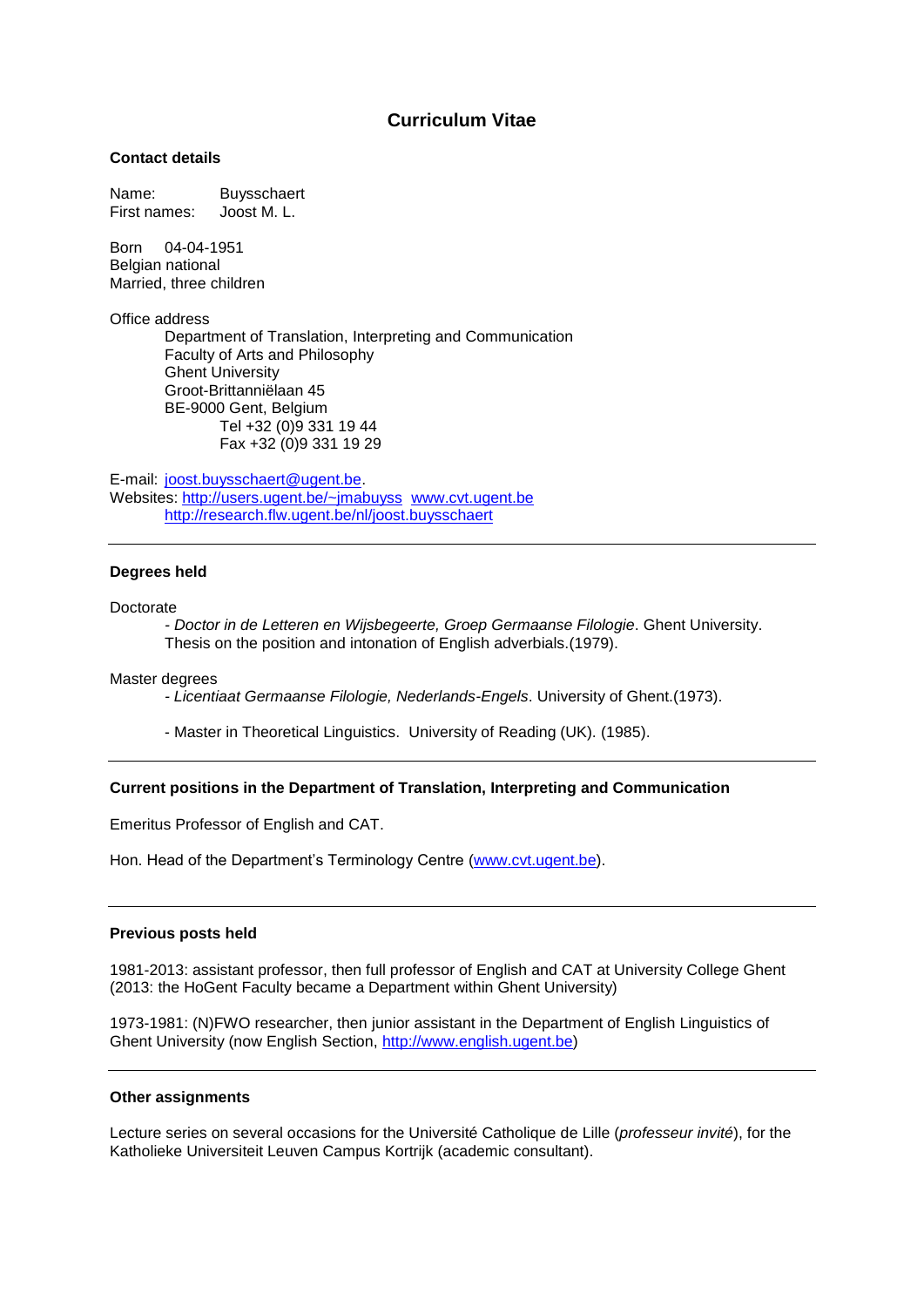# Curriculum Vitae

## Contact details

Name: Buysschaert
First names: Joost M. L.

Born 04-04-1951
Belgian national
Married, three children

Office address

Department of Translation, Interpreting and Communication
Faculty of Arts and Philosophy
Ghent University
Groot-Brittanniëlaan 45
BE-9000 Gent, Belgium
Tel +32 (0)9 331 19 44
Fax +32 (0)9 331 19 29

E-mail: joost.buysschaert@ugent.be.
Websites: http://users.ugent.be/~jmabuyss www.cvt.ugent.be
http://research.flw.ugent.be/nl/joost.buysschaert

---

## Degrees held

Doctorate

- *Doctor in de Letteren en Wijsbegeerte, Groep Germaanse Filologie*. Ghent University. Thesis on the position and intonation of English adverbials.(1979).

Master degrees

- *Licentiaat Germaanse Filologie, Nederlands-Engels*. University of Ghent.(1973).
- Master in Theoretical Linguistics. University of Reading (UK). (1985).

---

## Current positions in the Department of Translation, Interpreting and Communication

Emeritus Professor of English and CAT.

Hon. Head of the Department's Terminology Centre (www.cvt.ugent.be).

---

## Previous posts held

1981-2013: assistant professor, then full professor of English and CAT at University College Ghent (2013: the HoGent Faculty became a Department within Ghent University)

1973-1981: (N)FWO researcher, then junior assistant in the Department of English Linguistics of Ghent University (now English Section, http://www.english.ugent.be)

---

## Other assignments

Lecture series on several occasions for the Université Catholique de Lille (*professeur invité*), for the Katholieke Universiteit Leuven Campus Kortrijk (academic consultant).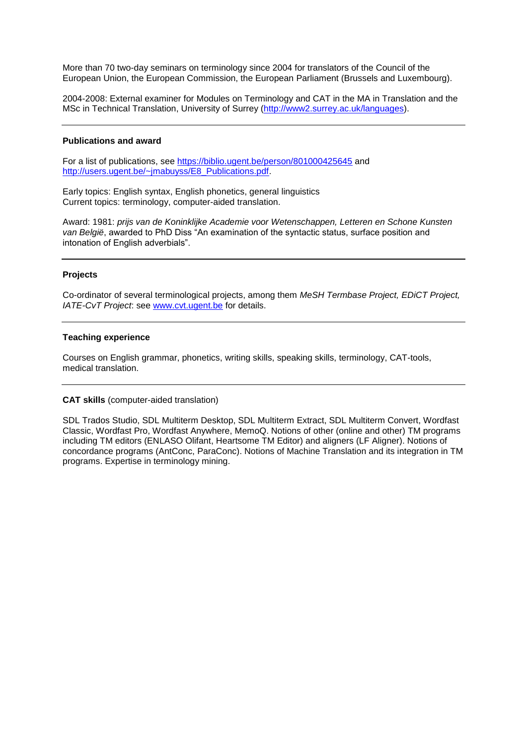More than 70 two-day seminars on terminology since 2004 for translators of the Council of the European Union, the European Commission, the European Parliament (Brussels and Luxembourg).

2004-2008: External examiner for Modules on Terminology and CAT in the MA in Translation and the MSc in Technical Translation, University of Surrey (http://www2.surrey.ac.uk/languages).

---

**Publications and award**

For a list of publications, see https://biblio.ugent.be/person/801000425645 and http://users.ugent.be/~jmabuyss/E8_Publications.pdf.

Early topics: English syntax, English phonetics, general linguistics
Current topics: terminology, computer-aided translation.

Award: 1981: *prijs van de Koninklijke Academie voor Wetenschappen, Letteren en Schone Kunsten van België*, awarded to PhD Diss "An examination of the syntactic status, surface position and intonation of English adverbials".

---

**Projects**

Co-ordinator of several terminological projects, among them *MeSH Termbase Project, EDiCT Project, IATE-CvT Project*: see www.cvt.ugent.be for details.

---

**Teaching experience**

Courses on English grammar, phonetics, writing skills, speaking skills, terminology, CAT-tools, medical translation.

---

**CAT skills** (computer-aided translation)

SDL Trados Studio, SDL Multiterm Desktop, SDL Multiterm Extract, SDL Multiterm Convert, Wordfast Classic, Wordfast Pro, Wordfast Anywhere, MemoQ. Notions of other (online and other) TM programs including TM editors (ENLASO Olifant, Heartsome TM Editor) and aligners (LF Aligner). Notions of concordance programs (AntConc, ParaConc). Notions of Machine Translation and its integration in TM programs. Expertise in terminology mining.